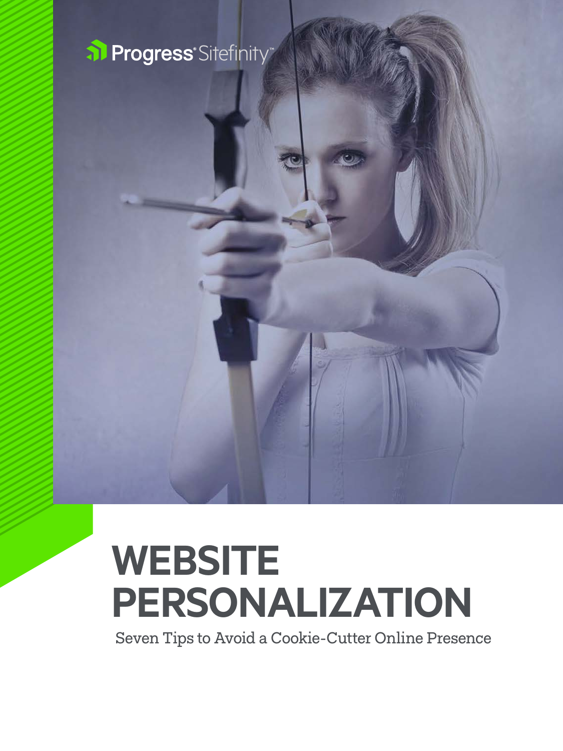Progress® Sitefinity™

# WEBSITE PERSONALIZATION

Seven Tips to Avoid a Cookie-Cutter Online Presence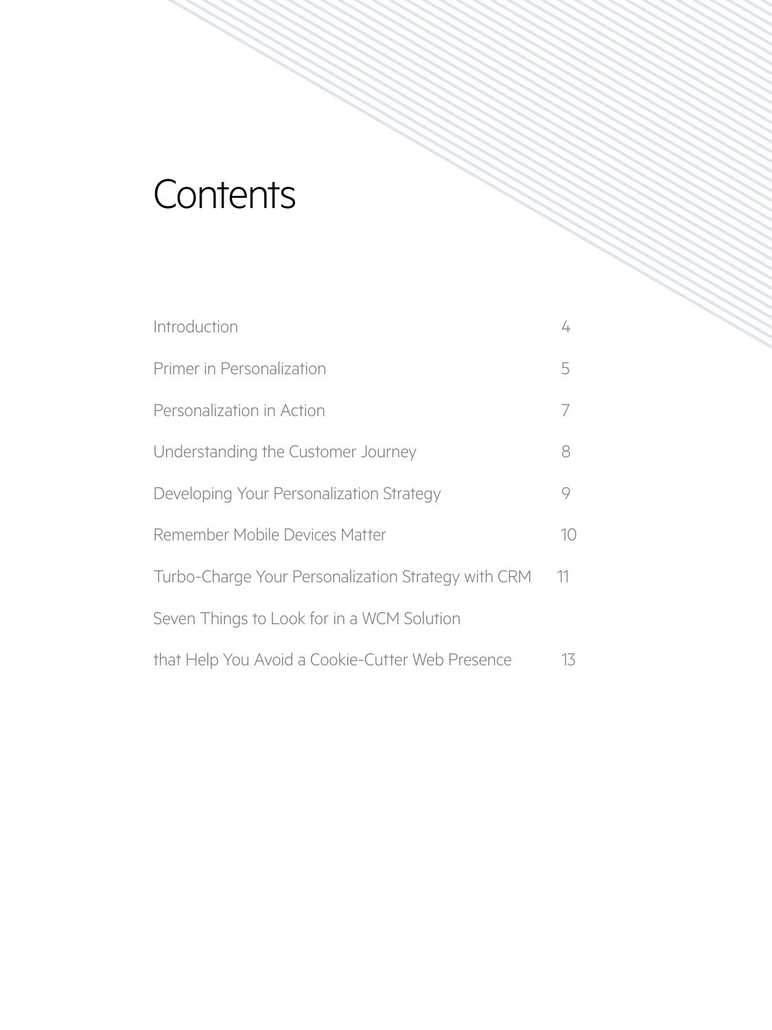# Contents

| | |
|---|---|
| Introduction | 4 |
| Primer in Personalization | 5 |
| Personalization in Action | 7 |
| Understanding the Customer Journey | 8 |
| Developing Your Personalization Strategy | 9 |
| Remember Mobile Devices Matter | 10 |
| Turbo-Charge Your Personalization Strategy with CRM | 11 |
| Seven Things to Look for in a WCM Solution that Help You Avoid a Cookie-Cutter Web Presence | 13 |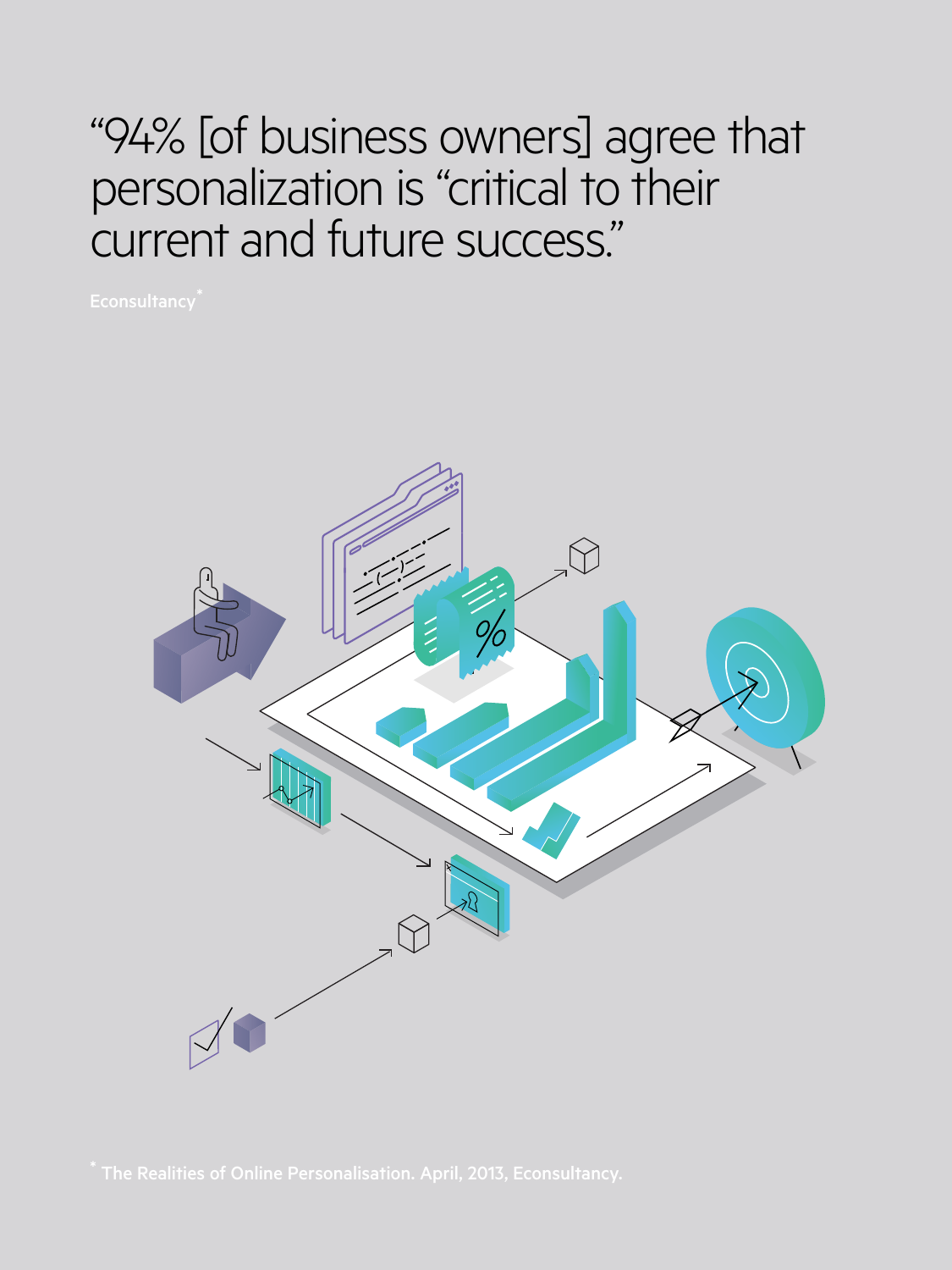"94% [of business owners] agree that personalization is "critical to their current and future success."

Econsultancy*

* The Realities of Online Personalisation. April, 2013, Econsultancy.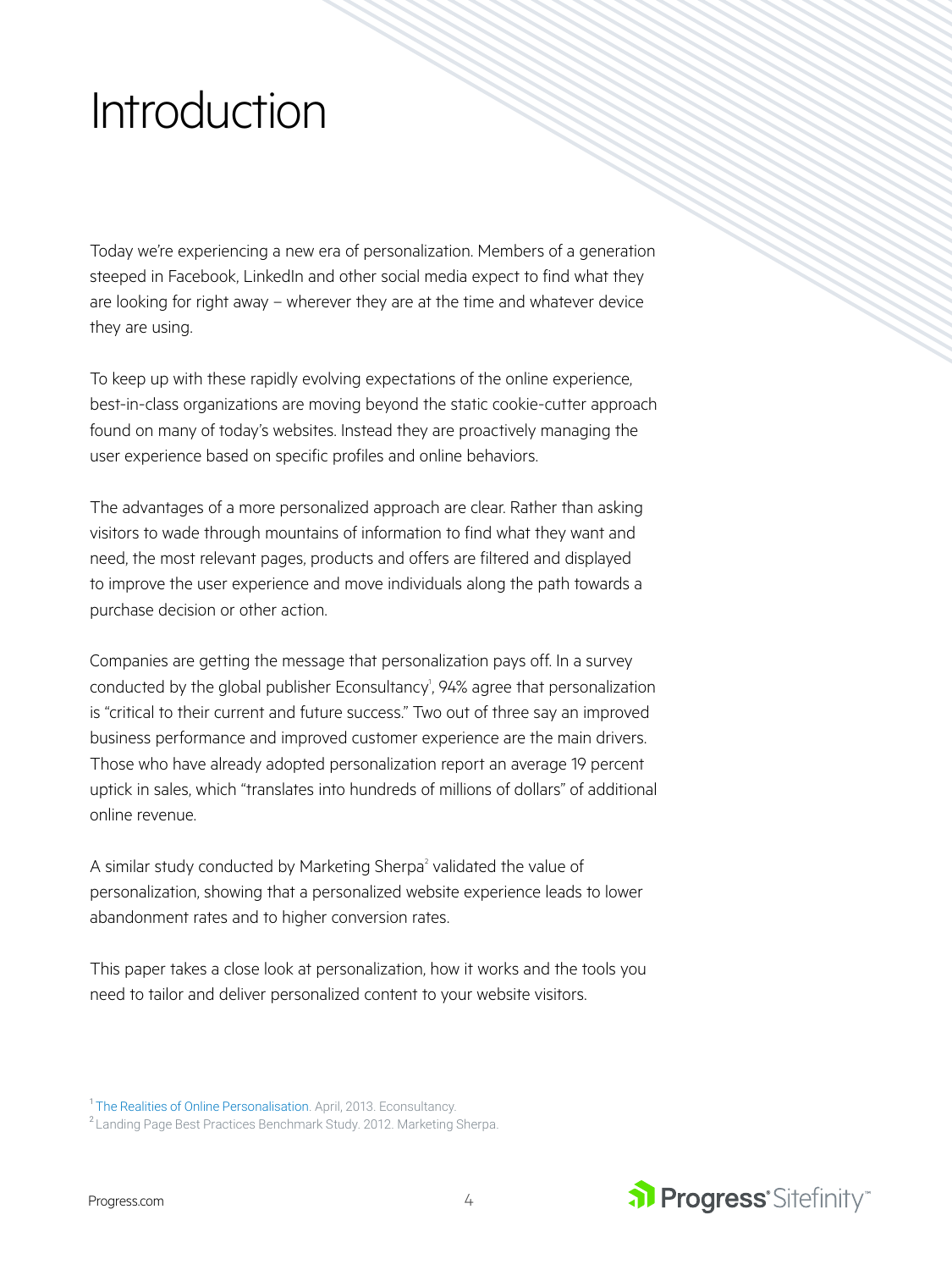# Introduction

Today we're experiencing a new era of personalization. Members of a generation steeped in Facebook, LinkedIn and other social media expect to find what they are looking for right away – wherever they are at the time and whatever device they are using.

To keep up with these rapidly evolving expectations of the online experience, best-in-class organizations are moving beyond the static cookie-cutter approach found on many of today's websites. Instead they are proactively managing the user experience based on specific profiles and online behaviors.

The advantages of a more personalized approach are clear. Rather than asking visitors to wade through mountains of information to find what they want and need, the most relevant pages, products and offers are filtered and displayed to improve the user experience and move individuals along the path towards a purchase decision or other action.

Companies are getting the message that personalization pays off. In a survey conducted by the global publisher Econsultancy[1], 94% agree that personalization is "critical to their current and future success." Two out of three say an improved business performance and improved customer experience are the main drivers. Those who have already adopted personalization report an average 19 percent uptick in sales, which "translates into hundreds of millions of dollars" of additional online revenue.

A similar study conducted by Marketing Sherpa[2] validated the value of personalization, showing that a personalized website experience leads to lower abandonment rates and to higher conversion rates.

This paper takes a close look at personalization, how it works and the tools you need to tailor and deliver personalized content to your website visitors.

[1] The Realities of Online Personalisation. April, 2013. Econsultancy.

[2] Landing Page Best Practices Benchmark Study. 2012. Marketing Sherpa.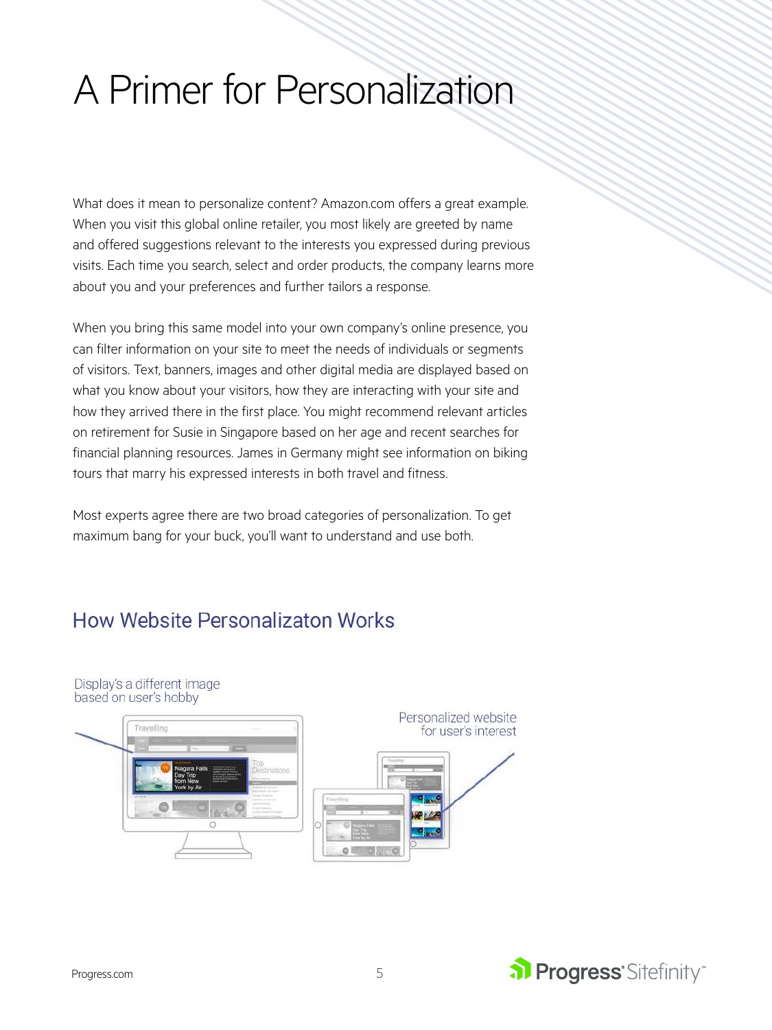# A Primer for Personalization

What does it mean to personalize content? Amazon.com offers a great example. When you visit this global online retailer, you most likely are greeted by name and offered suggestions relevant to the interests you expressed during previous visits. Each time you search, select and order products, the company learns more about you and your preferences and further tailors a response.

When you bring this same model into your own company's online presence, you can filter information on your site to meet the needs of individuals or segments of visitors. Text, banners, images and other digital media are displayed based on what you know about your visitors, how they are interacting with your site and how they arrived there in the first place. You might recommend relevant articles on retirement for Susie in Singapore based on her age and recent searches for financial planning resources. James in Germany might see information on biking tours that marry his expressed interests in both travel and fitness.

Most experts agree there are two broad categories of personalization. To get maximum bang for your buck, you'll want to understand and use both.

## How Website Personalizaton Works

Display's a different image based on user's hobby

Personalized website for user's interest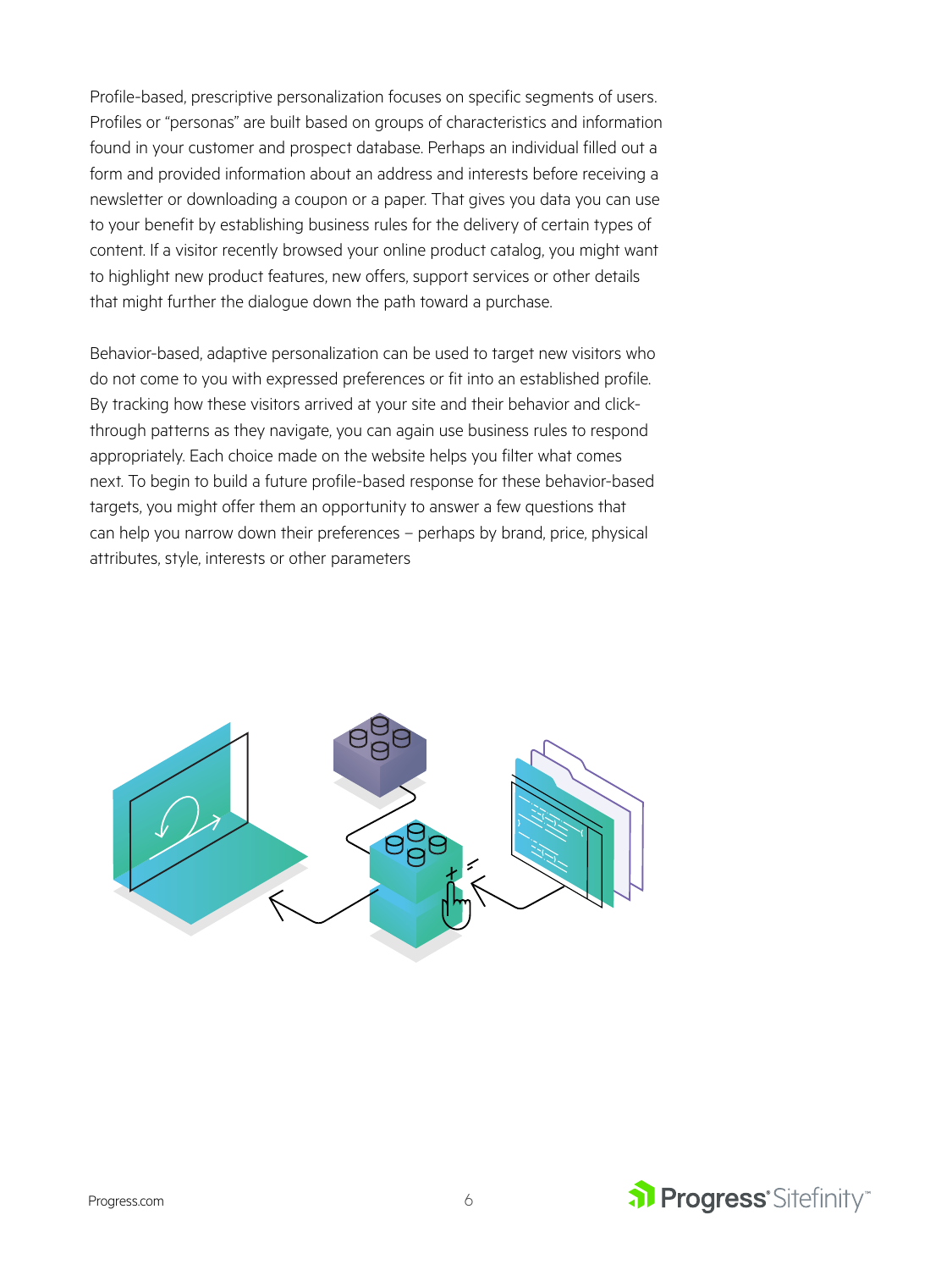Profile-based, prescriptive personalization focuses on specific segments of users. Profiles or "personas" are built based on groups of characteristics and information found in your customer and prospect database. Perhaps an individual filled out a form and provided information about an address and interests before receiving a newsletter or downloading a coupon or a paper. That gives you data you can use to your benefit by establishing business rules for the delivery of certain types of content. If a visitor recently browsed your online product catalog, you might want to highlight new product features, new offers, support services or other details that might further the dialogue down the path toward a purchase.

Behavior-based, adaptive personalization can be used to target new visitors who do not come to you with expressed preferences or fit into an established profile. By tracking how these visitors arrived at your site and their behavior and click-through patterns as they navigate, you can again use business rules to respond appropriately. Each choice made on the website helps you filter what comes next. To begin to build a future profile-based response for these behavior-based targets, you might offer them an opportunity to answer a few questions that can help you narrow down their preferences – perhaps by brand, price, physical attributes, style, interests or other parameters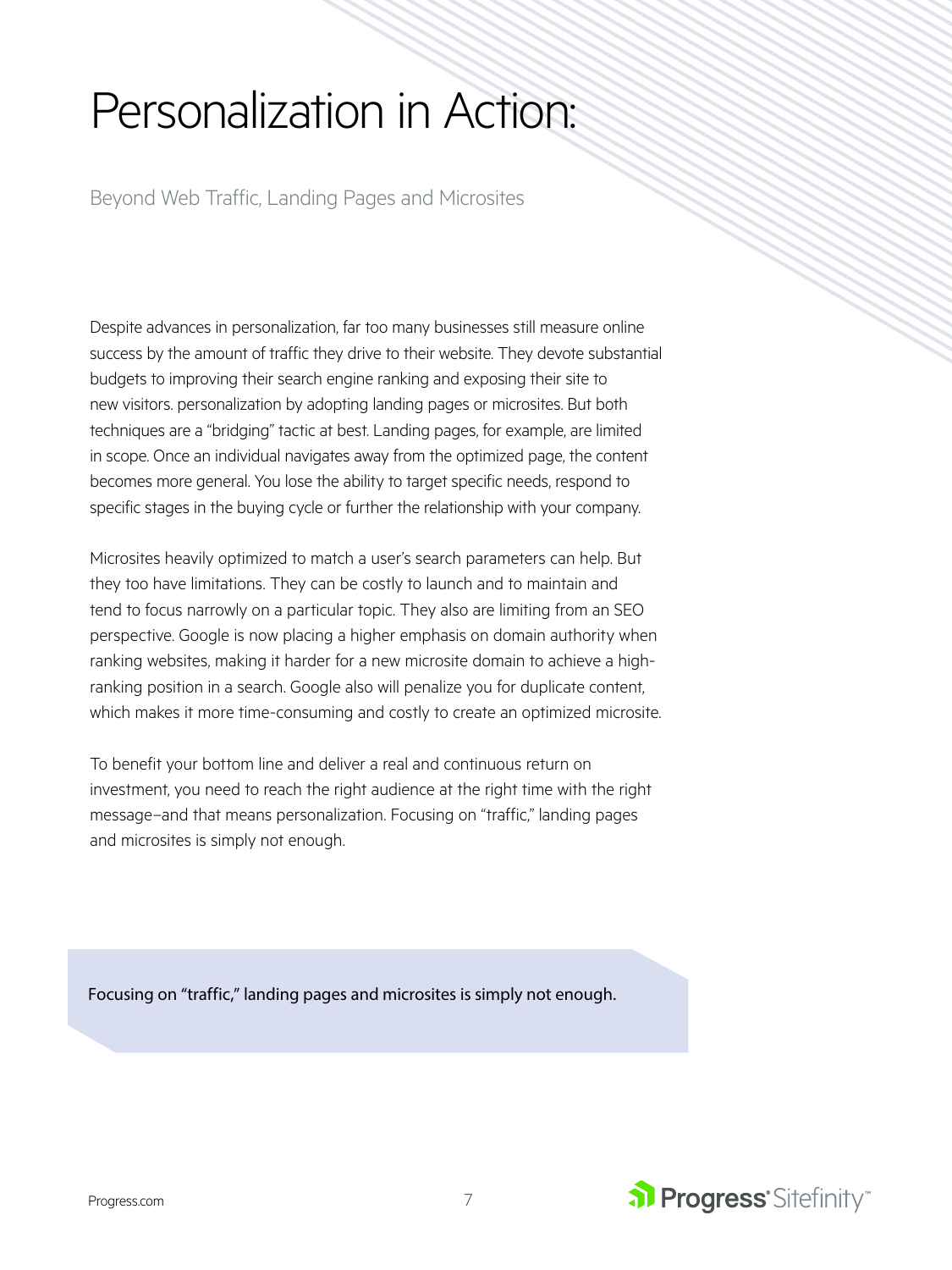# Personalization in Action:

## Beyond Web Traffic, Landing Pages and Microsites

Despite advances in personalization, far too many businesses still measure online success by the amount of traffic they drive to their website. They devote substantial budgets to improving their search engine ranking and exposing their site to new visitors. personalization by adopting landing pages or microsites. But both techniques are a "bridging" tactic at best. Landing pages, for example, are limited in scope. Once an individual navigates away from the optimized page, the content becomes more general. You lose the ability to target specific needs, respond to specific stages in the buying cycle or further the relationship with your company.

Microsites heavily optimized to match a user's search parameters can help. But they too have limitations. They can be costly to launch and to maintain and tend to focus narrowly on a particular topic. They also are limiting from an SEO perspective. Google is now placing a higher emphasis on domain authority when ranking websites, making it harder for a new microsite domain to achieve a high-ranking position in a search. Google also will penalize you for duplicate content, which makes it more time-consuming and costly to create an optimized microsite.

To benefit your bottom line and deliver a real and continuous return on investment, you need to reach the right audience at the right time with the right message–and that means personalization. Focusing on "traffic," landing pages and microsites is simply not enough.

> Focusing on "traffic," landing pages and microsites is simply not enough.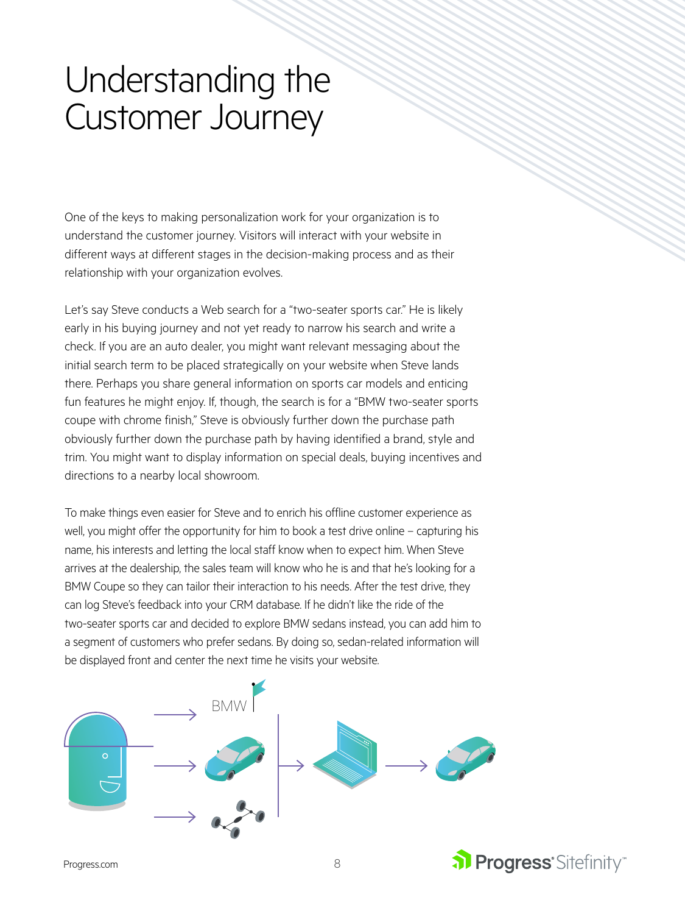# Understanding the Customer Journey

One of the keys to making personalization work for your organization is to understand the customer journey. Visitors will interact with your website in different ways at different stages in the decision-making process and as their relationship with your organization evolves.

Let's say Steve conducts a Web search for a "two-seater sports car." He is likely early in his buying journey and not yet ready to narrow his search and write a check. If you are an auto dealer, you might want relevant messaging about the initial search term to be placed strategically on your website when Steve lands there. Perhaps you share general information on sports car models and enticing fun features he might enjoy. If, though, the search is for a "BMW two-seater sports coupe with chrome finish," Steve is obviously further down the purchase path obviously further down the purchase path by having identified a brand, style and trim. You might want to display information on special deals, buying incentives and directions to a nearby local showroom.

To make things even easier for Steve and to enrich his offline customer experience as well, you might offer the opportunity for him to book a test drive online – capturing his name, his interests and letting the local staff know when to expect him. When Steve arrives at the dealership, the sales team will know who he is and that he's looking for a BMW Coupe so they can tailor their interaction to his needs. After the test drive, they can log Steve's feedback into your CRM database. If he didn't like the ride of the two-seater sports car and decided to explore BMW sedans instead, you can add him to a segment of customers who prefer sedans. By doing so, sedan-related information will be displayed front and center the next time he visits your website.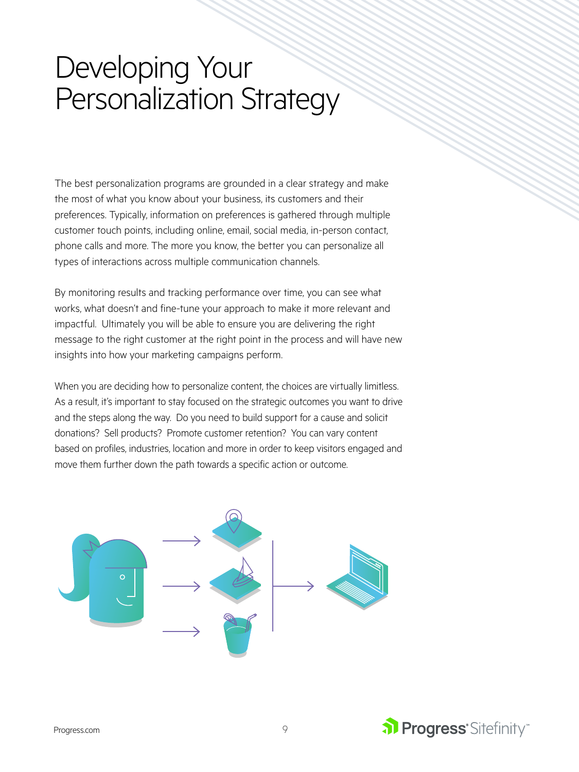# Developing Your Personalization Strategy

The best personalization programs are grounded in a clear strategy and make the most of what you know about your business, its customers and their preferences. Typically, information on preferences is gathered through multiple customer touch points, including online, email, social media, in-person contact, phone calls and more. The more you know, the better you can personalize all types of interactions across multiple communication channels.

By monitoring results and tracking performance over time, you can see what works, what doesn't and fine-tune your approach to make it more relevant and impactful. Ultimately you will be able to ensure you are delivering the right message to the right customer at the right point in the process and will have new insights into how your marketing campaigns perform.

When you are deciding how to personalize content, the choices are virtually limitless. As a result, it's important to stay focused on the strategic outcomes you want to drive and the steps along the way. Do you need to build support for a cause and solicit donations? Sell products? Promote customer retention? You can vary content based on profiles, industries, location and more in order to keep visitors engaged and move them further down the path towards a specific action or outcome.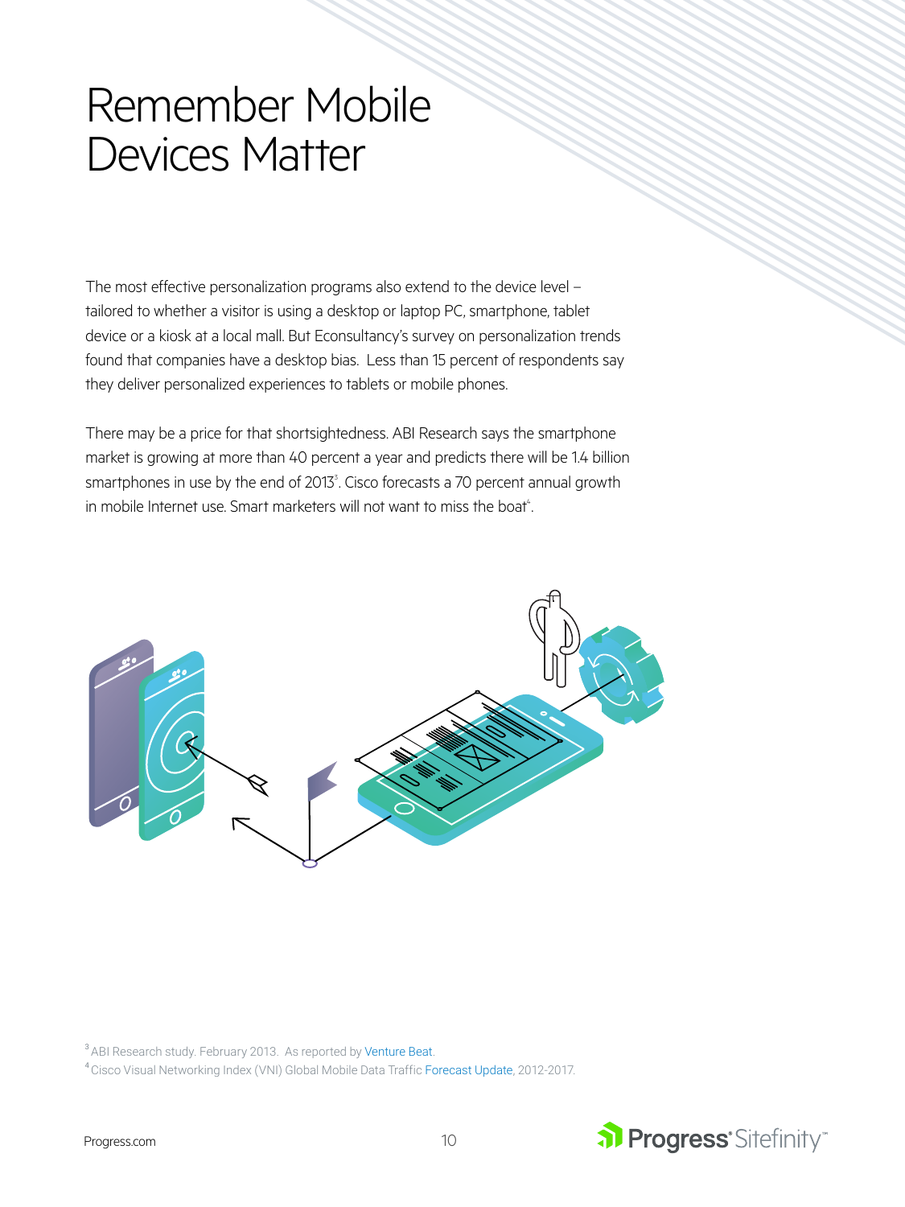# Remember Mobile Devices Matter

The most effective personalization programs also extend to the device level – tailored to whether a visitor is using a desktop or laptop PC, smartphone, tablet device or a kiosk at a local mall. But Econsultancy's survey on personalization trends found that companies have a desktop bias. Less than 15 percent of respondents say they deliver personalized experiences to tablets or mobile phones.

There may be a price for that shortsightedness. ABI Research says the smartphone market is growing at more than 40 percent a year and predicts there will be 1.4 billion smartphones in use by the end of 2013[3]. Cisco forecasts a 70 percent annual growth in mobile Internet use. Smart marketers will not want to miss the boat[4].

[3] ABI Research study. February 2013. As reported by Venture Beat.

[4] Cisco Visual Networking Index (VNI) Global Mobile Data Traffic Forecast Update, 2012-2017.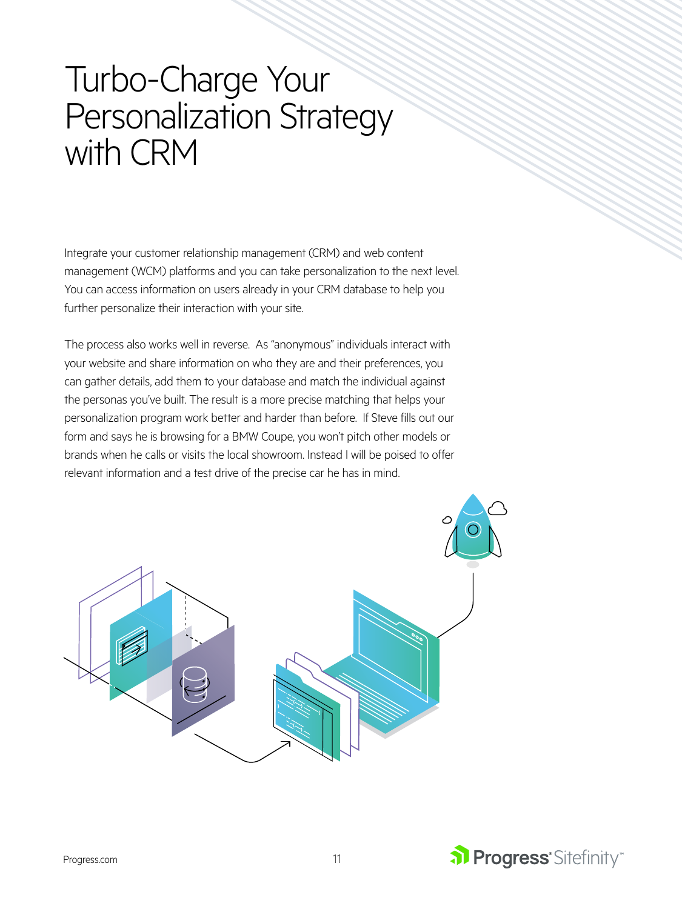# Turbo-Charge Your Personalization Strategy with CRM

Integrate your customer relationship management (CRM) and web content management (WCM) platforms and you can take personalization to the next level. You can access information on users already in your CRM database to help you further personalize their interaction with your site.

The process also works well in reverse. As "anonymous" individuals interact with your website and share information on who they are and their preferences, you can gather details, add them to your database and match the individual against the personas you've built. The result is a more precise matching that helps your personalization program work better and harder than before. If Steve fills out our form and says he is browsing for a BMW Coupe, you won't pitch other models or brands when he calls or visits the local showroom. Instead I will be poised to offer relevant information and a test drive of the precise car he has in mind.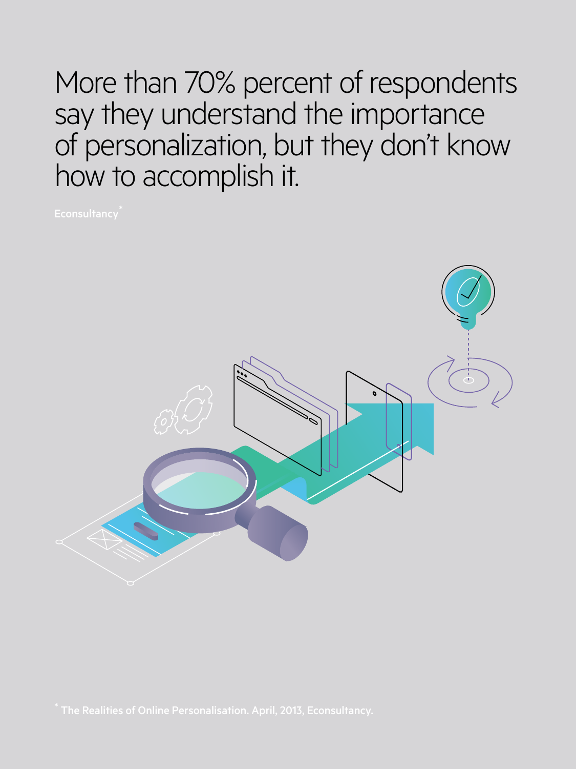# More than 70% percent of respondents say they understand the importance of personalization, but they don't know how to accomplish it.

Econsultancy*

* The Realities of Online Personalisation. April, 2013, Econsultancy.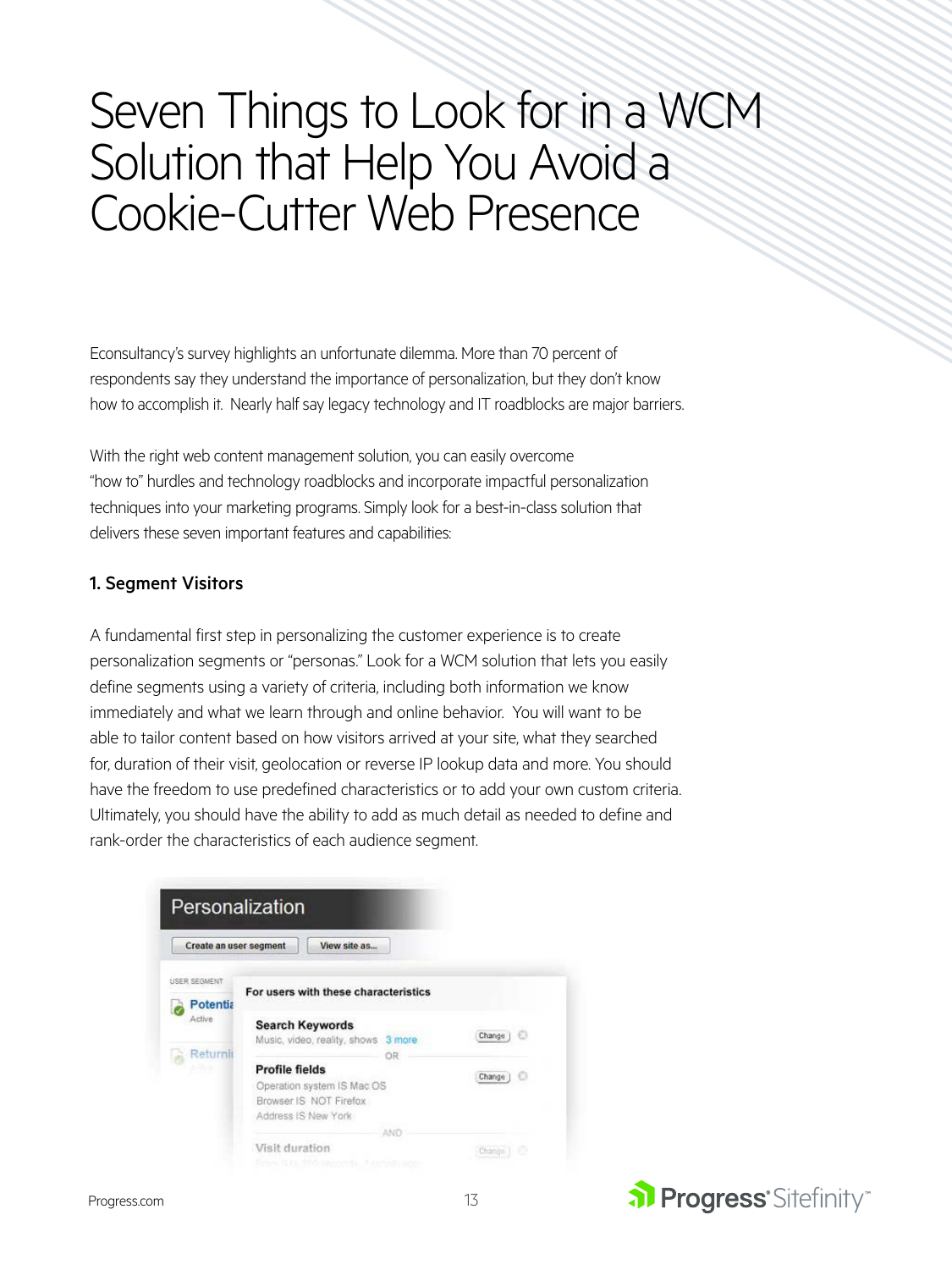# Seven Things to Look for in a WCM Solution that Help You Avoid a Cookie-Cutter Web Presence

Econsultancy's survey highlights an unfortunate dilemma. More than 70 percent of respondents say they understand the importance of personalization, but they don't know how to accomplish it. Nearly half say legacy technology and IT roadblocks are major barriers.

With the right web content management solution, you can easily overcome "how to" hurdles and technology roadblocks and incorporate impactful personalization techniques into your marketing programs. Simply look for a best-in-class solution that delivers these seven important features and capabilities:

**1. Segment Visitors**

A fundamental first step in personalizing the customer experience is to create personalization segments or "personas." Look for a WCM solution that lets you easily define segments using a variety of criteria, including both information we know immediately and what we learn through and online behavior. You will want to be able to tailor content based on how visitors arrived at your site, what they searched for, duration of their visit, geolocation or reverse IP lookup data and more. You should have the freedom to use predefined characteristics or to add your own custom criteria. Ultimately, you should have the ability to add as much detail as needed to define and rank-order the characteristics of each audience segment.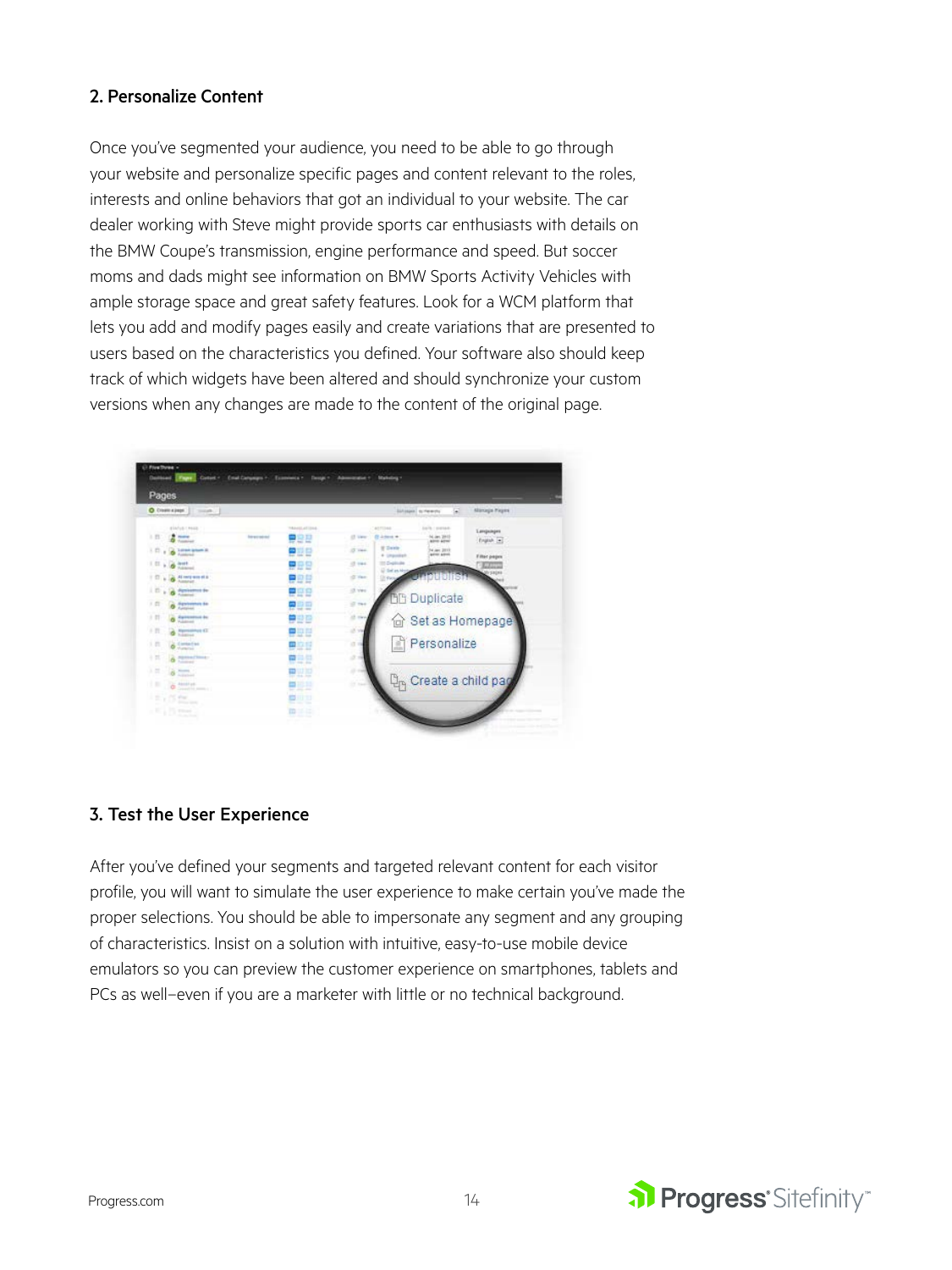## 2. Personalize Content

Once you've segmented your audience, you need to be able to go through your website and personalize specific pages and content relevant to the roles, interests and online behaviors that got an individual to your website. The car dealer working with Steve might provide sports car enthusiasts with details on the BMW Coupe's transmission, engine performance and speed. But soccer moms and dads might see information on BMW Sports Activity Vehicles with ample storage space and great safety features. Look for a WCM platform that lets you add and modify pages easily and create variations that are presented to users based on the characteristics you defined. Your software also should keep track of which widgets have been altered and should synchronize your custom versions when any changes are made to the content of the original page.

## 3. Test the User Experience

After you've defined your segments and targeted relevant content for each visitor profile, you will want to simulate the user experience to make certain you've made the proper selections. You should be able to impersonate any segment and any grouping of characteristics. Insist on a solution with intuitive, easy-to-use mobile device emulators so you can preview the customer experience on smartphones, tablets and PCs as well–even if you are a marketer with little or no technical background.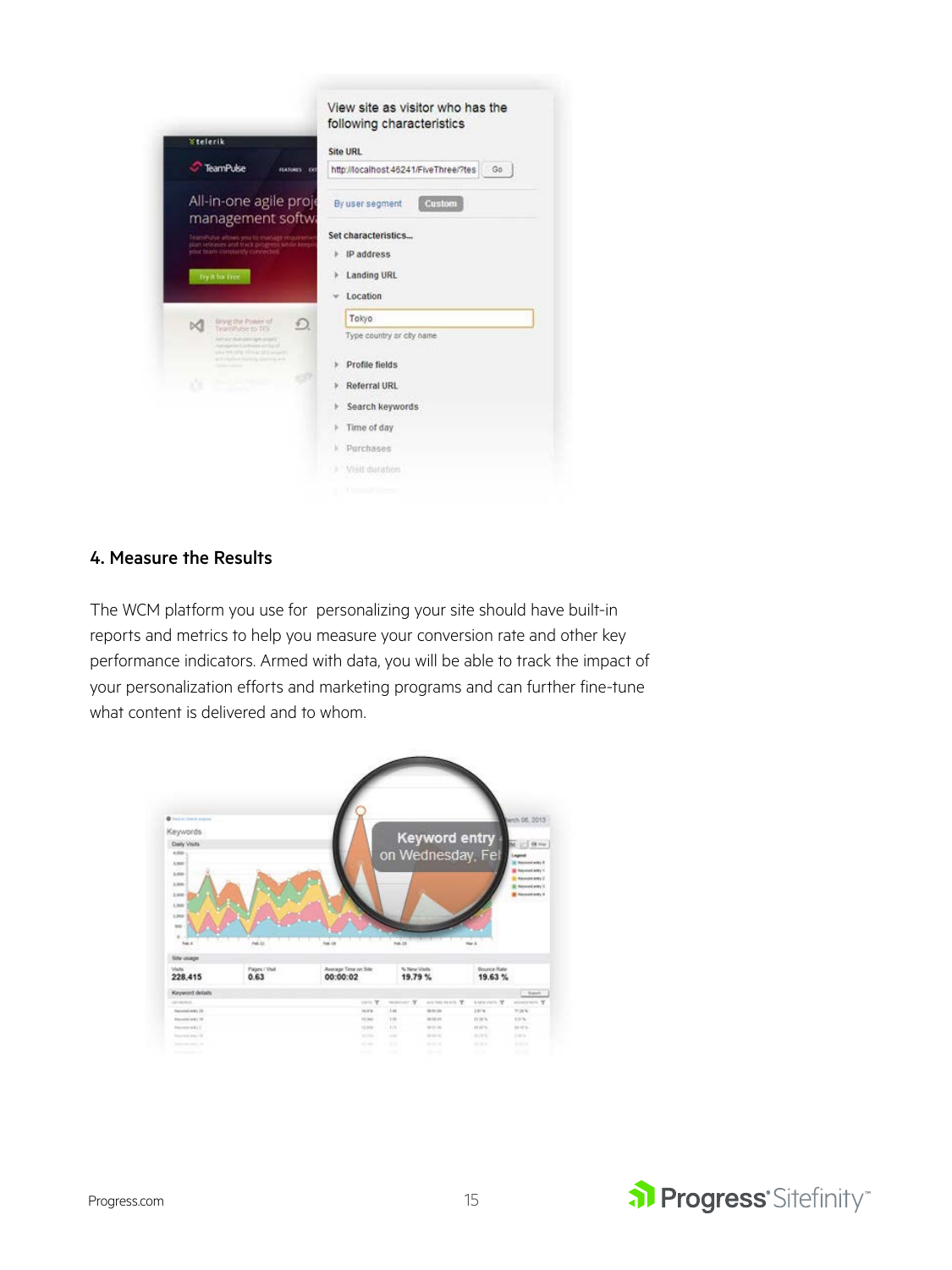## 4. Measure the Results

The WCM platform you use for personalizing your site should have built-in reports and metrics to help you measure your conversion rate and other key performance indicators. Armed with data, you will be able to track the impact of your personalization efforts and marketing programs and can further fine-tune what content is delivered and to whom.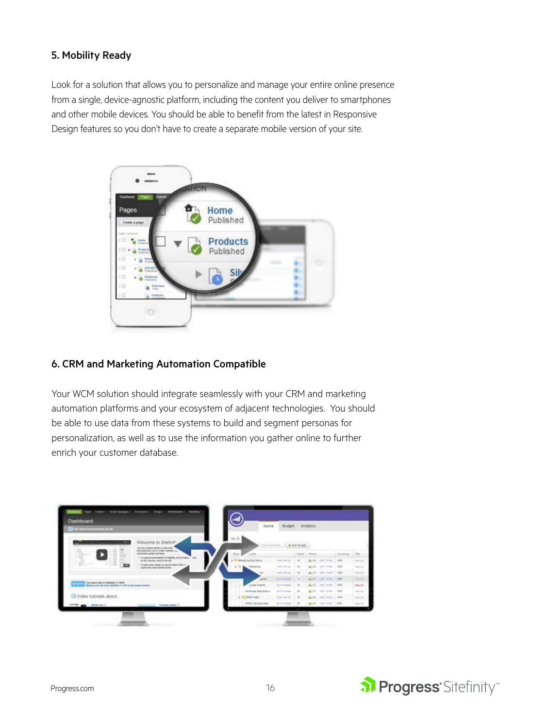### 5. Mobility Ready

Look for a solution that allows you to personalize and manage your entire online presence from a single, device-agnostic platform, including the content you deliver to smartphones and other mobile devices. You should be able to benefit from the latest in Responsive Design features so you don't have to create a separate mobile version of your site.

### 6. CRM and Marketing Automation Compatible

Your WCM solution should integrate seamlessly with your CRM and marketing automation platforms and your ecosystem of adjacent technologies. You should be able to use data from these systems to build and segment personas for personalization, as well as to use the information you gather online to further enrich your customer database.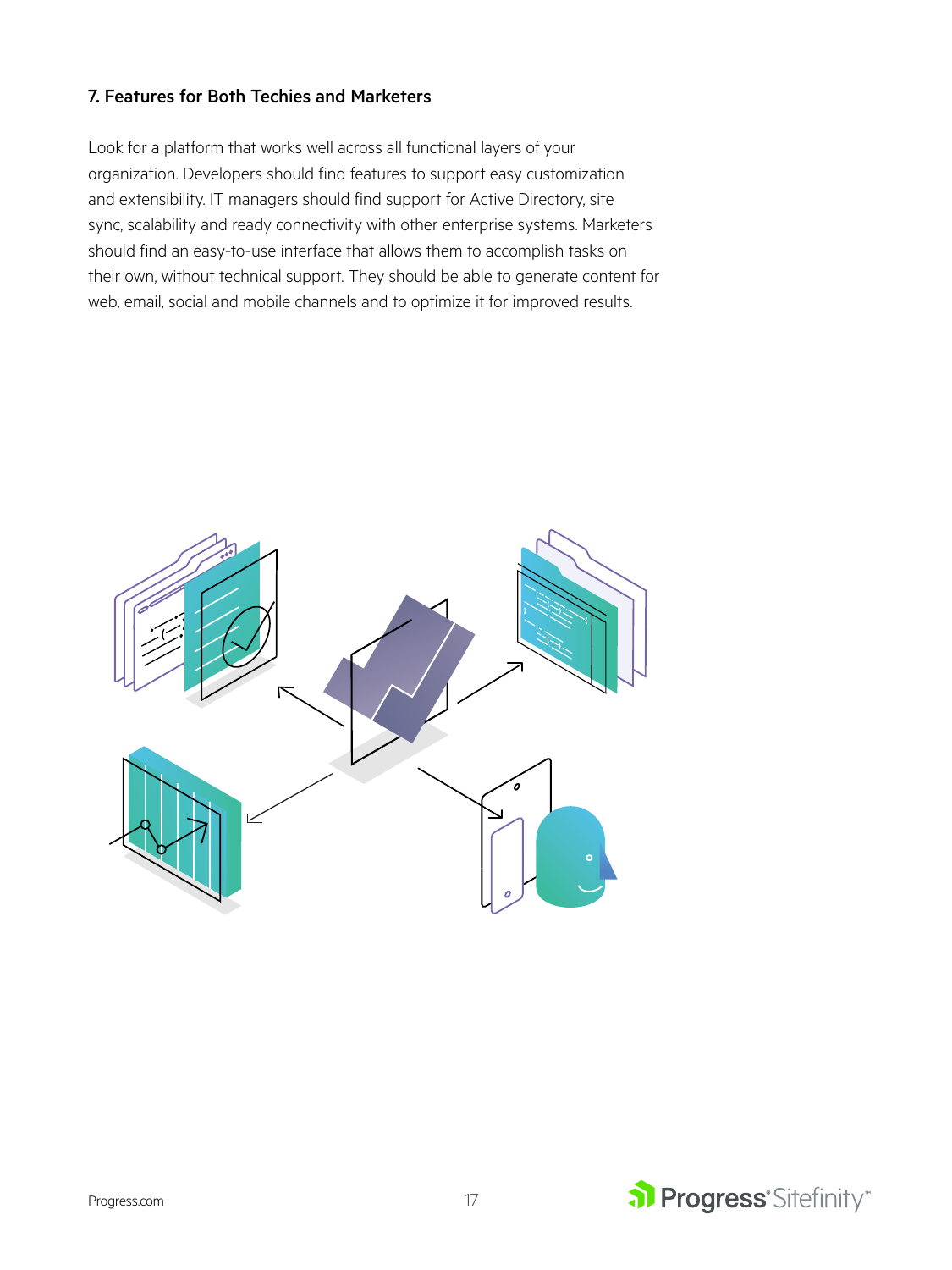### 7. Features for Both Techies and Marketers

Look for a platform that works well across all functional layers of your organization. Developers should find features to support easy customization and extensibility. IT managers should find support for Active Directory, site sync, scalability and ready connectivity with other enterprise systems. Marketers should find an easy-to-use interface that allows them to accomplish tasks on their own, without technical support. They should be able to generate content for web, email, social and mobile channels and to optimize it for improved results.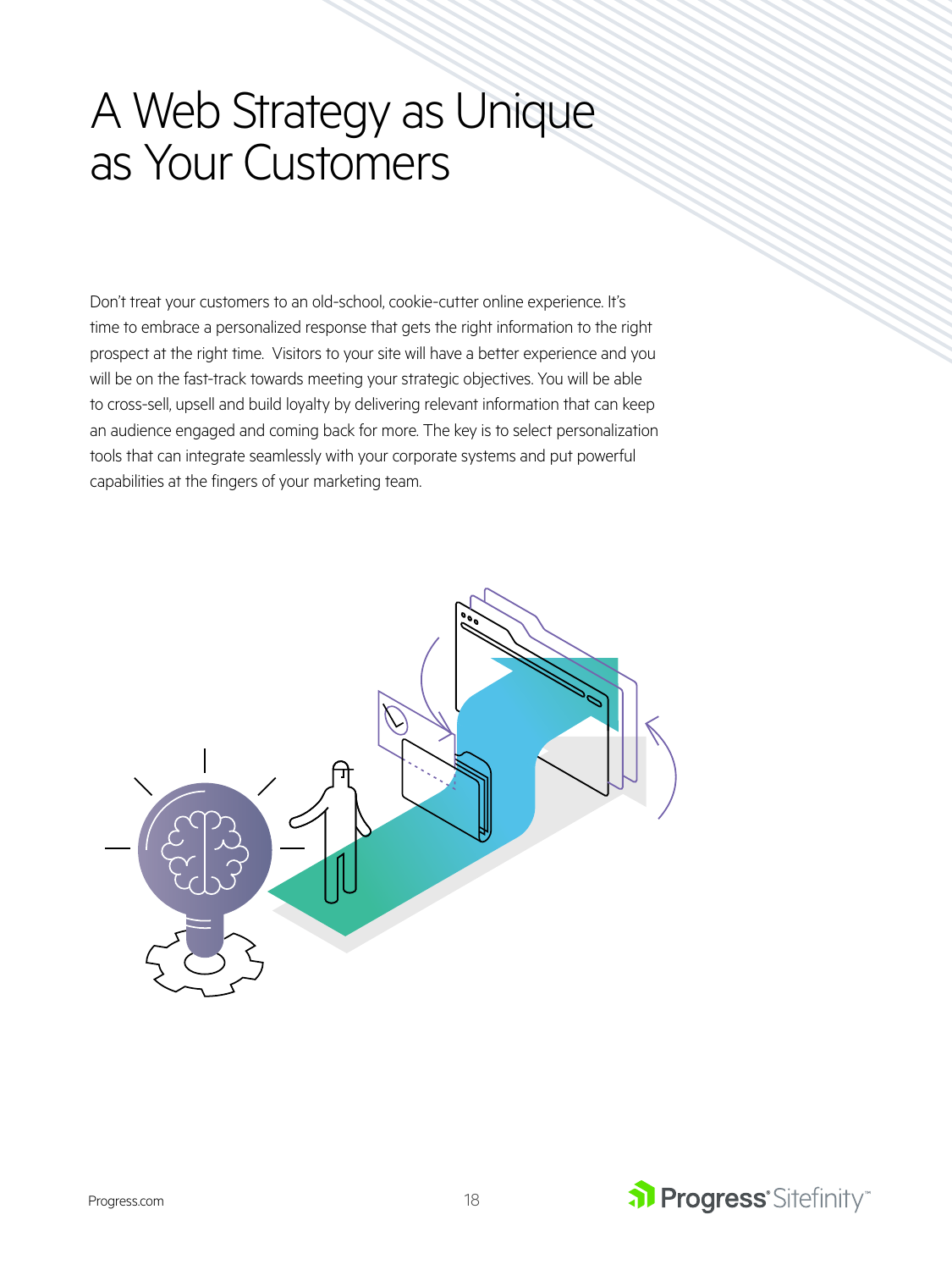# A Web Strategy as Unique as Your Customers

Don't treat your customers to an old-school, cookie-cutter online experience. It's time to embrace a personalized response that gets the right information to the right prospect at the right time.  Visitors to your site will have a better experience and you will be on the fast-track towards meeting your strategic objectives. You will be able to cross-sell, upsell and build loyalty by delivering relevant information that can keep an audience engaged and coming back for more. The key is to select personalization tools that can integrate seamlessly with your corporate systems and put powerful capabilities at the fingers of your marketing team.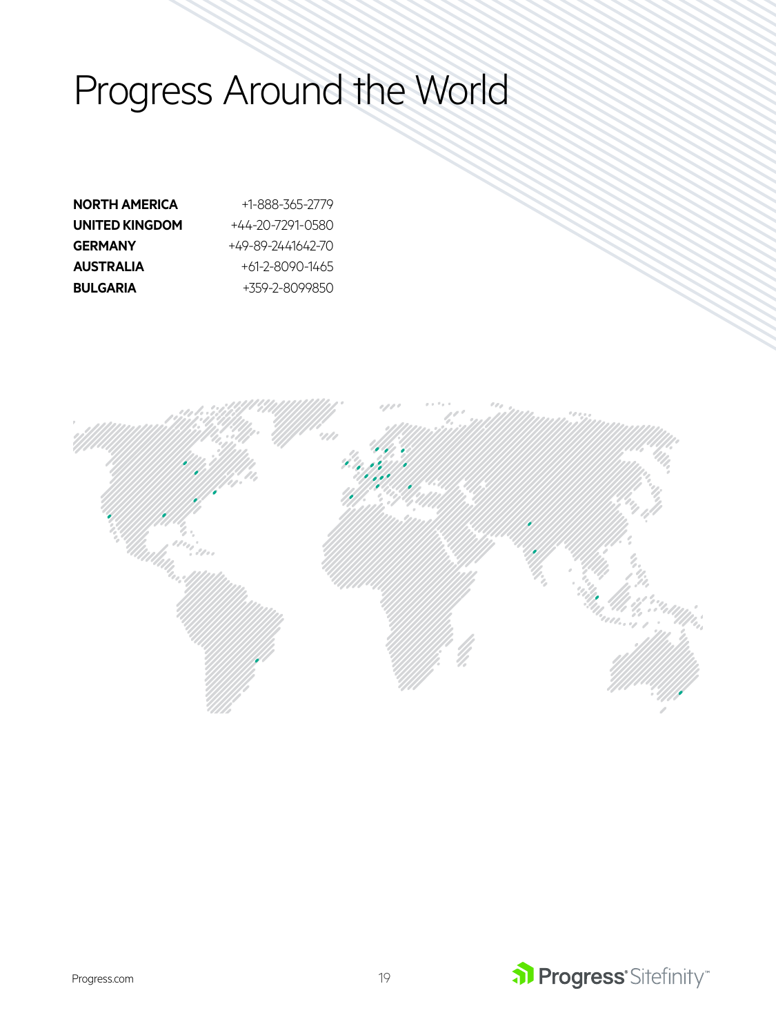# Progress Around the World

| | |
|---|---|
| **NORTH AMERICA** | +1-888-365-2779 |
| **UNITED KINGDOM** | +44-20-7291-0580 |
| **GERMANY** | +49-89-2441642-70 |
| **AUSTRALIA** | +61-2-8090-1465 |
| **BULGARIA** | +359-2-8099850 |

Progress.com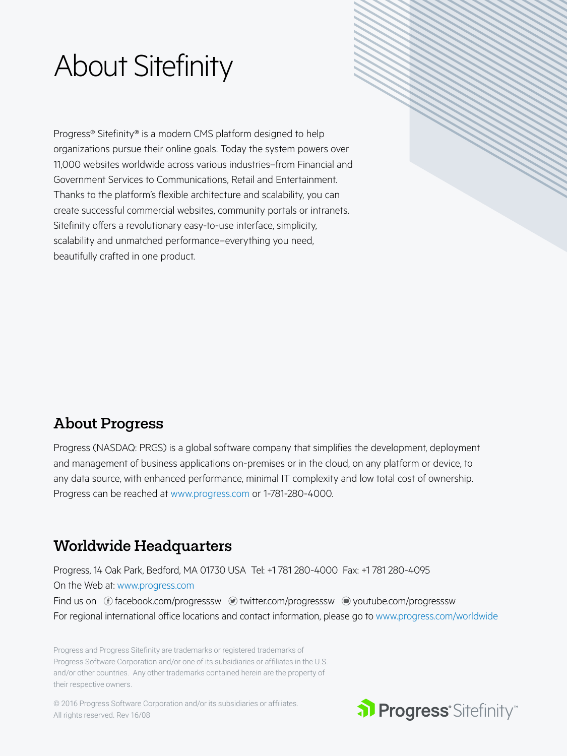# About Sitefinity

Progress® Sitefinity® is a modern CMS platform designed to help organizations pursue their online goals. Today the system powers over 11,000 websites worldwide across various industries–from Financial and Government Services to Communications, Retail and Entertainment. Thanks to the platform's flexible architecture and scalability, you can create successful commercial websites, community portals or intranets. Sitefinity offers a revolutionary easy-to-use interface, simplicity, scalability and unmatched performance–everything you need, beautifully crafted in one product.

## About Progress

Progress (NASDAQ: PRGS) is a global software company that simplifies the development, deployment and management of business applications on-premises or in the cloud, on any platform or device, to any data source, with enhanced performance, minimal IT complexity and low total cost of ownership. Progress can be reached at www.progress.com or 1-781-280-4000.

## Worldwide Headquarters

Progress, 14 Oak Park, Bedford, MA 01730 USA Tel: +1 781 280-4000 Fax: +1 781 280-4095
On the Web at: www.progress.com
Find us on facebook.com/progresssw twitter.com/progresssw youtube.com/progresssw
For regional international office locations and contact information, please go to www.progress.com/worldwide

Progress and Progress Sitefinity are trademarks or registered trademarks of Progress Software Corporation and/or one of its subsidiaries or affiliates in the U.S. and/or other countries. Any other trademarks contained herein are the property of their respective owners.

© 2016 Progress Software Corporation and/or its subsidiaries or affiliates. All rights reserved. Rev 16/08

Progress® Sitefinity™